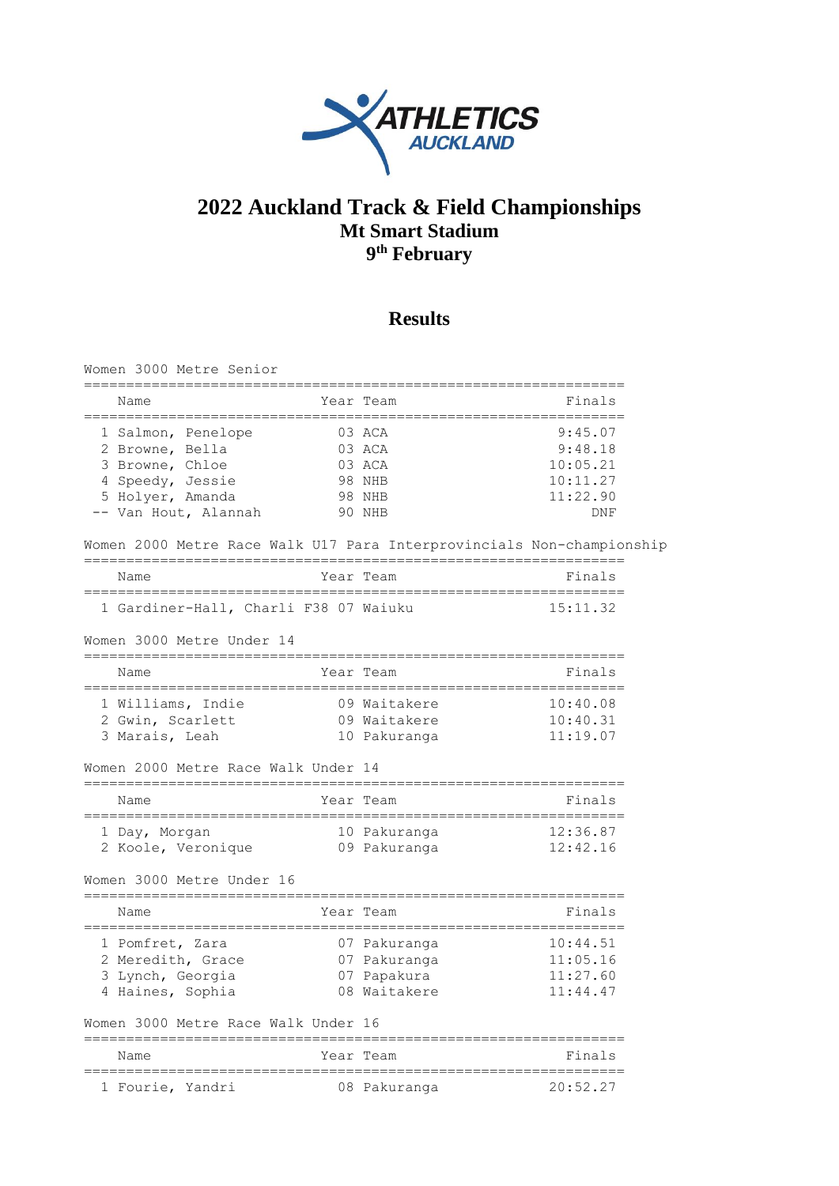# 2022 Auckland Track & Field Championships

## Mt Smart Stadium

## 9th February

## Results

### Women 3000 Metre Senior

| | Name | Year | Team | Finals |
|---|---|---|---|---|
| 1 | Salmon, Penelope | 03 | ACA | 9:45.07 |
| 2 | Browne, Bella | 03 | ACA | 9:48.18 |
| 3 | Browne, Chloe | 03 | ACA | 10:05.21 |
| 4 | Speedy, Jessie | 98 | NHB | 10:11.27 |
| 5 | Holyer, Amanda | 98 | NHB | 11:22.90 |
| -- | Van Hout, Alannah | 90 | NHB | DNF |

### Women 2000 Metre Race Walk U17 Para Interprovincials Non-championship

| | Name | Year | Team | Finals |
|---|---|---|---|---|
| 1 | Gardiner-Hall, Charli F38 | 07 | Waiuku | 15:11.32 |

### Women 3000 Metre Under 14

| | Name | Year | Team | Finals |
|---|---|---|---|---|
| 1 | Williams, Indie | 09 | Waitakere | 10:40.08 |
| 2 | Gwin, Scarlett | 09 | Waitakere | 10:40.31 |
| 3 | Marais, Leah | 10 | Pakuranga | 11:19.07 |

### Women 2000 Metre Race Walk Under 14

| | Name | Year | Team | Finals |
|---|---|---|---|---|
| 1 | Day, Morgan | 10 | Pakuranga | 12:36.87 |
| 2 | Koole, Veronique | 09 | Pakuranga | 12:42.16 |

### Women 3000 Metre Under 16

| | Name | Year | Team | Finals |
|---|---|---|---|---|
| 1 | Pomfret, Zara | 07 | Pakuranga | 10:44.51 |
| 2 | Meredith, Grace | 07 | Pakuranga | 11:05.16 |
| 3 | Lynch, Georgia | 07 | Papakura | 11:27.60 |
| 4 | Haines, Sophia | 08 | Waitakere | 11:44.47 |

### Women 3000 Metre Race Walk Under 16

| | Name | Year | Team | Finals |
|---|---|---|---|---|
| 1 | Fourie, Yandri | 08 | Pakuranga | 20:52.27 |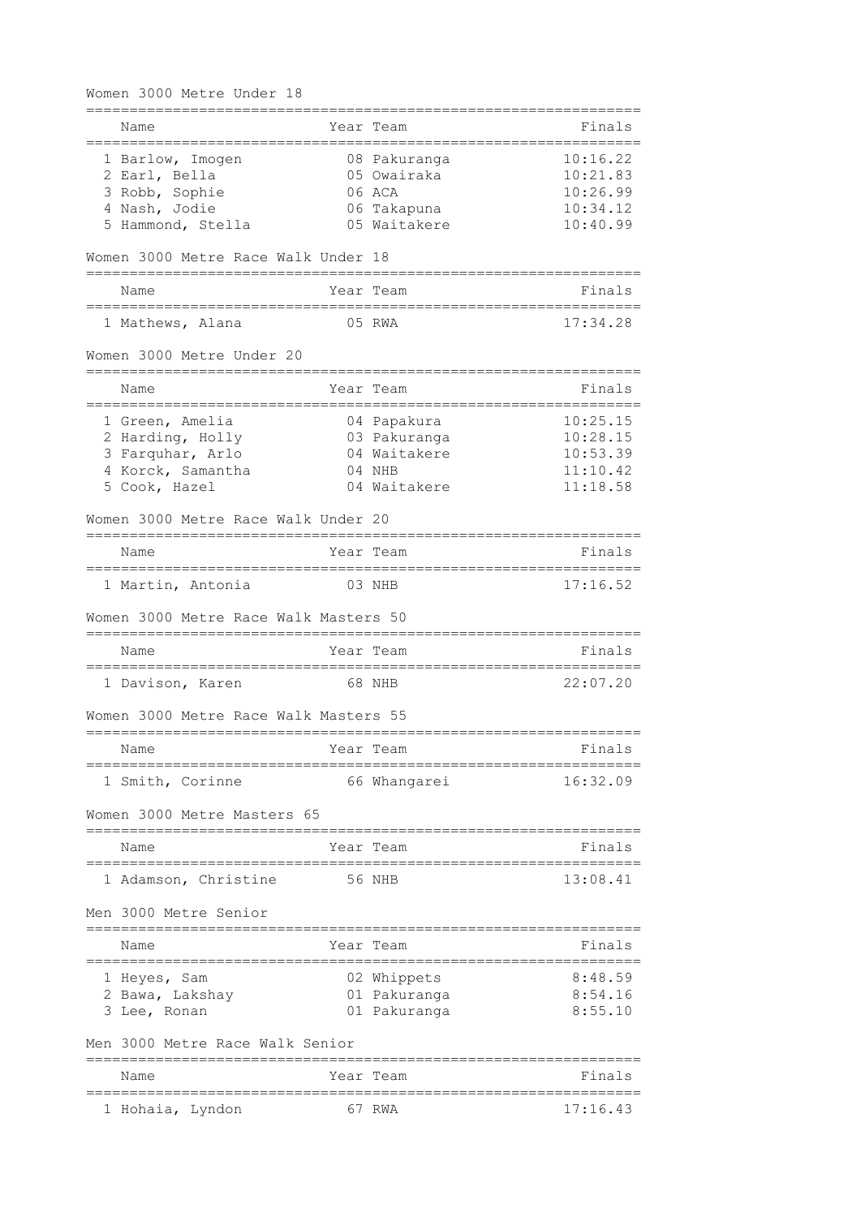### Women 3000 Metre Under 18

| Name | Year | Team | Finals |
|---|---|---|---|
| 1 Barlow, Imogen | 08 | Pakuranga | 10:16.22 |
| 2 Earl, Bella | 05 | Owairaka | 10:21.83 |
| 3 Robb, Sophie | 06 | ACA | 10:26.99 |
| 4 Nash, Jodie | 06 | Takapuna | 10:34.12 |
| 5 Hammond, Stella | 05 | Waitakere | 10:40.99 |

### Women 3000 Metre Race Walk Under 18

| Name | Year | Team | Finals |
|---|---|---|---|
| 1 Mathews, Alana | 05 | RWA | 17:34.28 |

### Women 3000 Metre Under 20

| Name | Year | Team | Finals |
|---|---|---|---|
| 1 Green, Amelia | 04 | Papakura | 10:25.15 |
| 2 Harding, Holly | 03 | Pakuranga | 10:28.15 |
| 3 Farquhar, Arlo | 04 | Waitakere | 10:53.39 |
| 4 Korck, Samantha | 04 | NHB | 11:10.42 |
| 5 Cook, Hazel | 04 | Waitakere | 11:18.58 |

### Women 3000 Metre Race Walk Under 20

| Name | Year | Team | Finals |
|---|---|---|---|
| 1 Martin, Antonia | 03 | NHB | 17:16.52 |

### Women 3000 Metre Race Walk Masters 50

| Name | Year | Team | Finals |
|---|---|---|---|
| 1 Davison, Karen | 68 | NHB | 22:07.20 |

### Women 3000 Metre Race Walk Masters 55

| Name | Year | Team | Finals |
|---|---|---|---|
| 1 Smith, Corinne | 66 | Whangarei | 16:32.09 |

### Women 3000 Metre Masters 65

| Name | Year | Team | Finals |
|---|---|---|---|
| 1 Adamson, Christine | 56 | NHB | 13:08.41 |

### Men 3000 Metre Senior

| Name | Year | Team | Finals |
|---|---|---|---|
| 1 Heyes, Sam | 02 | Whippets | 8:48.59 |
| 2 Bawa, Lakshay | 01 | Pakuranga | 8:54.16 |
| 3 Lee, Ronan | 01 | Pakuranga | 8:55.10 |

### Men 3000 Metre Race Walk Senior

| Name | Year | Team | Finals |
|---|---|---|---|
| 1 Hohaia, Lyndon | 67 | RWA | 17:16.43 |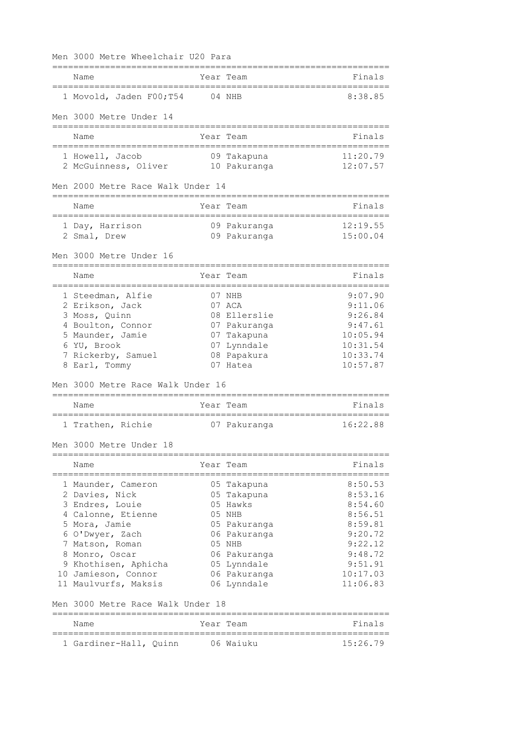## Men 3000 Metre Wheelchair U20 Para

| | Name | Year | Team | Finals |
|---|---|---|---|---|
| 1 | Movold, Jaden F00;T54 | 04 | NHB | 8:38.85 |

## Men 3000 Metre Under 14

| | Name | Year | Team | Finals |
|---|---|---|---|---|
| 1 | Howell, Jacob | 09 | Takapuna | 11:20.79 |
| 2 | McGuinness, Oliver | 10 | Pakuranga | 12:07.57 |

## Men 2000 Metre Race Walk Under 14

| | Name | Year | Team | Finals |
|---|---|---|---|---|
| 1 | Day, Harrison | 09 | Pakuranga | 12:19.55 |
| 2 | Smal, Drew | 09 | Pakuranga | 15:00.04 |

## Men 3000 Metre Under 16

| | Name | Year | Team | Finals |
|---|---|---|---|---|
| 1 | Steedman, Alfie | 07 | NHB | 9:07.90 |
| 2 | Erikson, Jack | 07 | ACA | 9:11.06 |
| 3 | Moss, Quinn | 08 | Ellerslie | 9:26.84 |
| 4 | Boulton, Connor | 07 | Pakuranga | 9:47.61 |
| 5 | Maunder, Jamie | 07 | Takapuna | 10:05.94 |
| 6 | YU, Brook | 07 | Lynndale | 10:31.54 |
| 7 | Rickerby, Samuel | 08 | Papakura | 10:33.74 |
| 8 | Earl, Tommy | 07 | Hatea | 10:57.87 |

## Men 3000 Metre Race Walk Under 16

| | Name | Year | Team | Finals |
|---|---|---|---|---|
| 1 | Trathen, Richie | 07 | Pakuranga | 16:22.88 |

## Men 3000 Metre Under 18

| | Name | Year | Team | Finals |
|---|---|---|---|---|
| 1 | Maunder, Cameron | 05 | Takapuna | 8:50.53 |
| 2 | Davies, Nick | 05 | Takapuna | 8:53.16 |
| 3 | Endres, Louie | 05 | Hawks | 8:54.60 |
| 4 | Calonne, Etienne | 05 | NHB | 8:56.51 |
| 5 | Mora, Jamie | 05 | Pakuranga | 8:59.81 |
| 6 | O'Dwyer, Zach | 06 | Pakuranga | 9:20.72 |
| 7 | Matson, Roman | 05 | NHB | 9:22.12 |
| 8 | Monro, Oscar | 06 | Pakuranga | 9:48.72 |
| 9 | Khothisen, Aphicha | 05 | Lynndale | 9:51.91 |
| 10 | Jamieson, Connor | 06 | Pakuranga | 10:17.03 |
| 11 | Maulvurfs, Maksis | 06 | Lynndale | 11:06.83 |

## Men 3000 Metre Race Walk Under 18

| | Name | Year | Team | Finals |
|---|---|---|---|---|
| 1 | Gardiner-Hall, Quinn | 06 | Waiuku | 15:26.79 |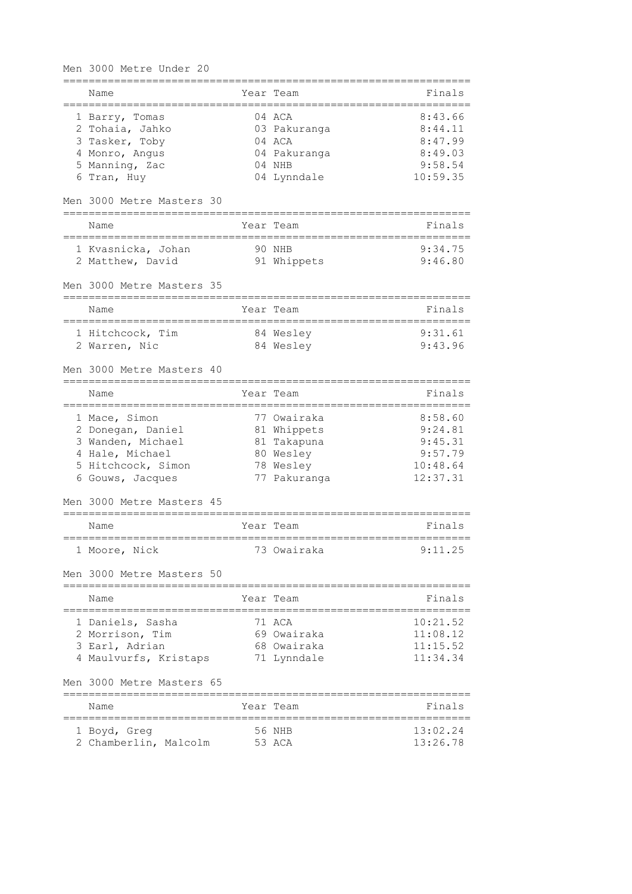Men 3000 Metre Under 20

| Name | Year | Team | Finals |
|---|---|---|---|
| 1 Barry, Tomas | 04 | ACA | 8:43.66 |
| 2 Tohaia, Jahko | 03 | Pakuranga | 8:44.11 |
| 3 Tasker, Toby | 04 | ACA | 8:47.99 |
| 4 Monro, Angus | 04 | Pakuranga | 8:49.03 |
| 5 Manning, Zac | 04 | NHB | 9:58.54 |
| 6 Tran, Huy | 04 | Lynndale | 10:59.35 |

Men 3000 Metre Masters 30

| Name | Year | Team | Finals |
|---|---|---|---|
| 1 Kvasnicka, Johan | 90 | NHB | 9:34.75 |
| 2 Matthew, David | 91 | Whippets | 9:46.80 |

Men 3000 Metre Masters 35

| Name | Year | Team | Finals |
|---|---|---|---|
| 1 Hitchcock, Tim | 84 | Wesley | 9:31.61 |
| 2 Warren, Nic | 84 | Wesley | 9:43.96 |

Men 3000 Metre Masters 40

| Name | Year | Team | Finals |
|---|---|---|---|
| 1 Mace, Simon | 77 | Owairaka | 8:58.60 |
| 2 Donegan, Daniel | 81 | Whippets | 9:24.81 |
| 3 Wanden, Michael | 81 | Takapuna | 9:45.31 |
| 4 Hale, Michael | 80 | Wesley | 9:57.79 |
| 5 Hitchcock, Simon | 78 | Wesley | 10:48.64 |
| 6 Gouws, Jacques | 77 | Pakuranga | 12:37.31 |

Men 3000 Metre Masters 45

| Name | Year | Team | Finals |
|---|---|---|---|
| 1 Moore, Nick | 73 | Owairaka | 9:11.25 |

Men 3000 Metre Masters 50

| Name | Year | Team | Finals |
|---|---|---|---|
| 1 Daniels, Sasha | 71 | ACA | 10:21.52 |
| 2 Morrison, Tim | 69 | Owairaka | 11:08.12 |
| 3 Earl, Adrian | 68 | Owairaka | 11:15.52 |
| 4 Maulvurfs, Kristaps | 71 | Lynndale | 11:34.34 |

Men 3000 Metre Masters 65

| Name | Year | Team | Finals |
|---|---|---|---|
| 1 Boyd, Greg | 56 | NHB | 13:02.24 |
| 2 Chamberlin, Malcolm | 53 | ACA | 13:26.78 |